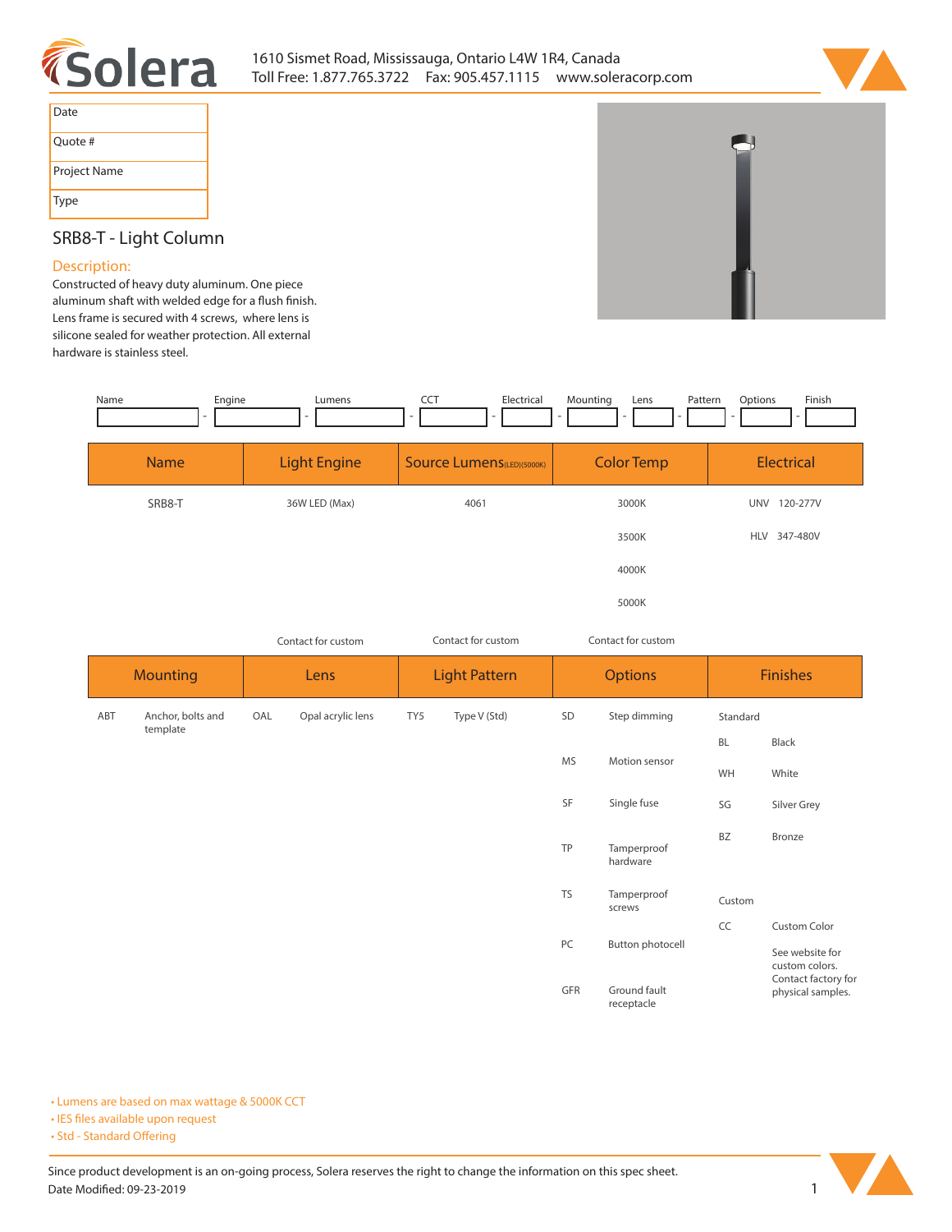Solera

1610 Sismet Road, Mississauga, Ontario L4W 1R4, Canada
Toll Free: 1.877.765.3722 Fax: 905.457.1115 www.soleracorp.com

| Date | |
|---|---|
| Quote # | |
| Project Name | |
| Type | |

## SRB8-T - Light Column

### Description:

Constructed of heavy duty aluminum. One piece aluminum shaft with welded edge for a flush finish. Lens frame is secured with 4 screws, where lens is silicone sealed for weather protection. All external hardware is stainless steel.

| Name | Engine | Lumens | CCT | Electrical | Mounting | Lens | Pattern | Options | Finish |
|---|---|---|---|---|---|---|---|---|---|
| | - | - | - | - | - | - | - | - | - |

| Name | Light Engine | Source Lumens(LED)(5000K) | Color Temp | Electrical |
|---|---|---|---|---|
| SRB8-T | 36W LED (Max) | 4061 | 3000K | UNV 120-277V |
| | | | 3500K | HLV 347-480V |
| | | | 4000K | |
| | | | 5000K | |
| | Contact for custom | Contact for custom | Contact for custom | |

| Mounting | | Lens | | Light Pattern | | Options | | Finishes | |
|---|---|---|---|---|---|---|---|---|---|
| ABT | Anchor, bolts and template | OAL | Opal acrylic lens | TY5 | Type V (Std) | SD | Step dimming | Standard | |
| | | | | | | | | BL | Black |
| | | | | | | MS | Motion sensor | WH | White |
| | | | | | | SF | Single fuse | SG | Silver Grey |
| | | | | | | TP | Tamperproof hardware | BZ | Bronze |
| | | | | | | TS | Tamperproof screws | Custom | |
| | | | | | | | | CC | Custom Color |
| | | | | | | PC | Button photocell | | See website for custom colors. Contact factory for physical samples. |
| | | | | | | GFR | Ground fault receptacle | | |

- Lumens are based on max wattage & 5000K CCT
- IES files available upon request
- Std - Standard Offering

Since product development is an on-going process, Solera reserves the right to change the information on this spec sheet.
Date Modified: 09-23-2019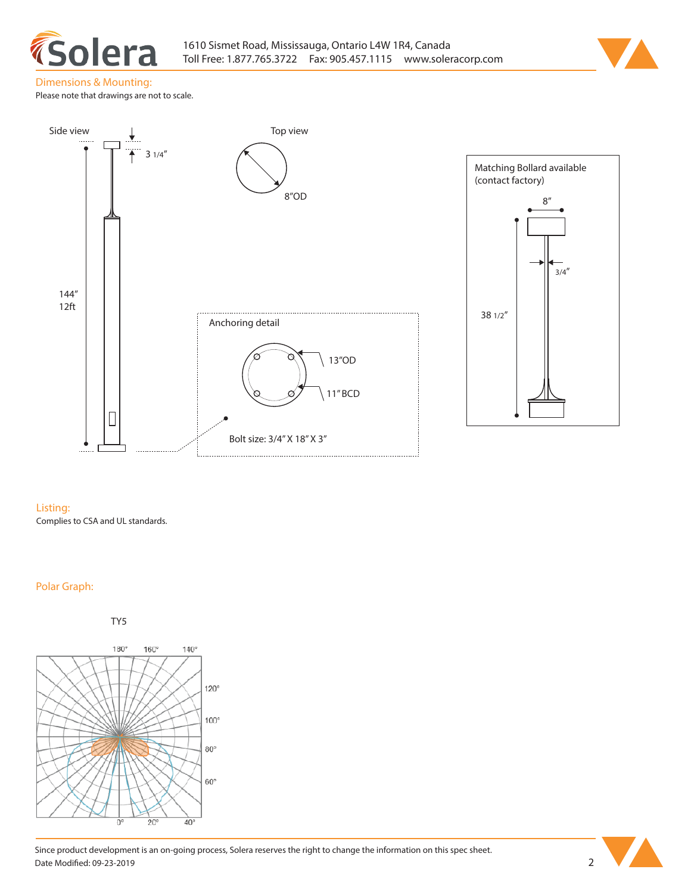## Dimensions & Mounting:

Please note that drawings are not to scale.

Side view

3 1/4"

144"
12ft

Top view

8"OD

Anchoring detail

13"OD

11" BCD

Bolt size: 3/4" X 18" X 3"

Matching Bollard available
(contact factory)

8"

3/4"

38 1/2"

## Listing:

Complies to CSA and UL standards.

## Polar Graph:

TY5

180°
160°
140°
120°
100°
80°
60°
0°
20°
40°

Since product development is an on-going process, Solera reserves the right to change the information on this spec sheet.
Date Modified: 09-23-2019